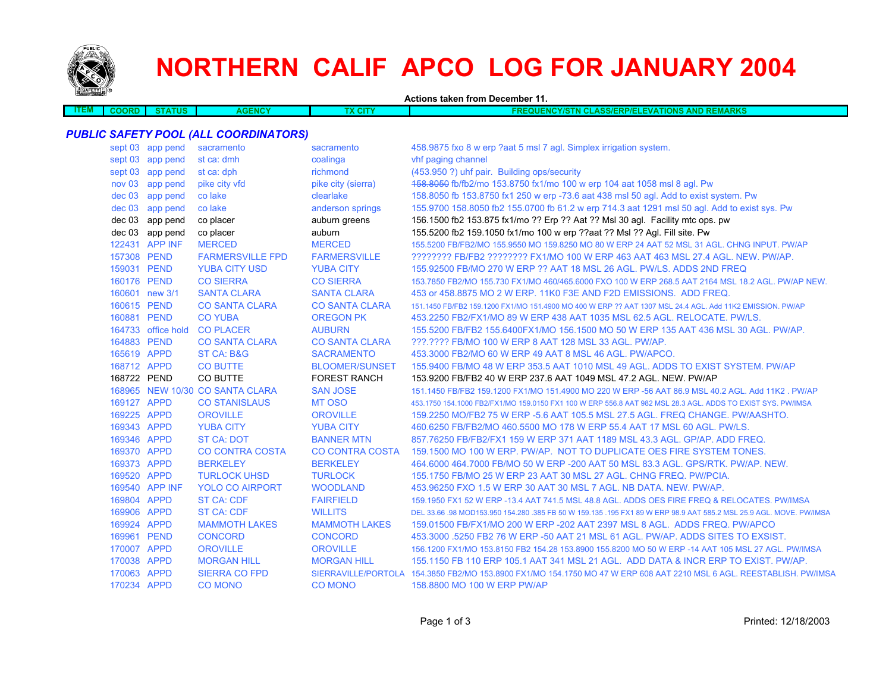# NORTHERN CALIF APCO LOG FOR JANUARY 2004

**Actions taken from December 11.**

| ITEM | COORD | STATUS | AGENCY | TX CITY | FREQUENCY/STN CLASS/ERP/ELEVATIONS AND REMARKS |
|---|---|---|---|---|---|

### *PUBLIC SAFETY POOL (ALL COORDINATORS)*

| ITEM | COORD | STATUS | AGENCY | TX CITY | FREQUENCY/STN CLASS/ERP/ELEVATIONS AND REMARKS |
|---|---|---|---|---|---|
| | sept 03 | app pend | sacramento | sacramento | 458.9875 fxo 8 w erp ?aat 5 msl 7 agl. Simplex irrigation system. |
| | sept 03 | app pend | st ca: dmh | coalinga | vhf paging channel |
| | sept 03 | app pend | st ca: dph | richmond | (453.950 ?) uhf pair. Building ops/security |
| | nov 03 | app pend | pike city vfd | pike city (sierra) | ~~158.8050~~ fb/fb2/mo 153.8750 fx1/mo 100 w erp 104 aat 1058 msl 8 agl. Pw |
| | dec 03 | app pend | co lake | clearlake | 158.8050 fb 153.8750 fx1 250 w erp -73.6 aat 438 msl 50 agl. Add to exist system. Pw |
| | dec 03 | app pend | co lake | anderson springs | 155.9700 158.8050 fb2 155.0700 fb 61.2 w erp 714.3 aat 1291 msl 50 agl. Add to exist sys. Pw |
| | dec 03 | app pend | co placer | auburn greens | 156.1500 fb2 153.875 fx1/mo ?? Erp ?? Aat ?? Msl 30 agl. Facility mtc ops. pw |
| | dec 03 | app pend | co placer | auburn | 155.5200 fb2 159.1050 fx1/mo 100 w erp ??aat ?? Msl ?? Agl. Fill site. Pw |
| | 122431 | APP INF | MERCED | MERCED | 155.5200 FB/FB2/MO 155.9550 MO 159.8250 MO 80 W ERP 24 AAT 52 MSL 31 AGL. CHNG INPUT. PW/AP |
| | 157308 | PEND | FARMERSVILLE FPD | FARMERSVILLE | ???????? FB/FB2 ???????? FX1/MO 100 W ERP 463 AAT 463 MSL 27.4 AGL. NEW. PW/AP. |
| | 159031 | PEND | YUBA CITY USD | YUBA CITY | 155.92500 FB/MO 270 W ERP ?? AAT 18 MSL 26 AGL. PW/LS. ADDS 2ND FREQ |
| | 160176 | PEND | CO SIERRA | CO SIERRA | 153.7850 FB2/MO 155.730 FX1/MO 460/465.6000 FXO 100 W ERP 268.5 AAT 2164 MSL 18.2 AGL. PW/AP NEW. |
| | 160601 | new 3/1 | SANTA CLARA | SANTA CLARA | 453 or 458.8875 MO 2 W ERP. 11K0 F3E AND F2D EMISSIONS. ADD FREQ. |
| | 160615 | PEND | CO SANTA CLARA | CO SANTA CLARA | 151.1450 FB/FB2 159.1200 FX1/MO 151.4900 MO 400 W ERP ?? AAT 1307 MSL 24.4 AGL. Add 11K2 EMISSION. PW/AP |
| | 160881 | PEND | CO YUBA | OREGON PK | 453.2250 FB2/FX1/MO 89 W ERP 438 AAT 1035 MSL 62.5 AGL. RELOCATE. PW/LS. |
| | 164733 | office hold | CO PLACER | AUBURN | 155.5200 FB/FB2 155.6400FX1/MO 156.1500 MO 50 W ERP 135 AAT 436 MSL 30 AGL. PW/AP. |
| | 164883 | PEND | CO SANTA CLARA | CO SANTA CLARA | ???.???? FB/MO 100 W ERP 8 AAT 128 MSL 33 AGL. PW/AP. |
| | 165619 | APPD | ST CA: B&G | SACRAMENTO | 453.3000 FB2/MO 60 W ERP 49 AAT 8 MSL 46 AGL. PW/APCO. |
| | 168712 | APPD | CO BUTTE | BLOOMER/SUNSET | 155.9400 FB/MO 48 W ERP 353.5 AAT 1010 MSL 49 AGL. ADDS TO EXIST SYSTEM. PW/AP |
| | 168722 | PEND | CO BUTTE | FOREST RANCH | 153.9200 FB/FB2 40 W ERP 237.6 AAT 1049 MSL 47.2 AGL. NEW. PW/AP |
| | 168965 | NEW 10/30 | CO SANTA CLARA | SAN JOSE | 151.1450 FB/FB2 159.1200 FX1/MO 151.4900 MO 220 W ERP -56 AAT 86.9 MSL 40.2 AGL. Add 11K2 . PW/AP |
| | 169127 | APPD | CO STANISLAUS | MT OSO | 453.1750 154.1000 FB2/FX1/MO 159.0150 FX1 100 W ERP 556.8 AAT 982 MSL 28.3 AGL. ADDS TO EXIST SYS. PW/IMSA |
| | 169225 | APPD | OROVILLE | OROVILLE | 159.2250 MO/FB2 75 W ERP -5.6 AAT 105.5 MSL 27.5 AGL. FREQ CHANGE. PW/AASHTO. |
| | 169343 | APPD | YUBA CITY | YUBA CITY | 460.6250 FB/FB2/MO 460.5500 MO 178 W ERP 55.4 AAT 17 MSL 60 AGL. PW/LS. |
| | 169346 | APPD | ST CA: DOT | BANNER MTN | 857.76250 FB/FB2/FX1 159 W ERP 371 AAT 1189 MSL 43.3 AGL. GP/AP. ADD FREQ. |
| | 169370 | APPD | CO CONTRA COSTA | CO CONTRA COSTA | 159.1500 MO 100 W ERP. PW/AP. NOT TO DUPLICATE OES FIRE SYSTEM TONES. |
| | 169373 | APPD | BERKELEY | BERKELEY | 464.6000 464.7000 FB/MO 50 W ERP -200 AAT 50 MSL 83.3 AGL. GPS/RTK. PW/AP. NEW. |
| | 169520 | APPD | TURLOCK UHSD | TURLOCK | 155.1750 FB/MO 25 W ERP 23 AAT 30 MSL 27 AGL. CHNG FREQ. PW/PCIA. |
| | 169540 | APP INF | YOLO CO AIRPORT | WOODLAND | 453.96250 FXO 1.5 W ERP 30 AAT 30 MSL 7 AGL. NB DATA. NEW. PW/AP. |
| | 169804 | APPD | ST CA: CDF | FAIRFIELD | 159.1950 FX1 52 W ERP -13.4 AAT 741.5 MSL 48.8 AGL. ADDS OES FIRE FREQ & RELOCATES. PW/IMSA |
| | 169906 | APPD | ST CA: CDF | WILLITS | DEL 33.66 .98 MOD153.950 154.280 .385 FB 50 W 159.135 .195 FX1 89 W ERP 98.9 AAT 585.2 MSL 25.9 AGL. MOVE. PW/IMSA |
| | 169924 | APPD | MAMMOTH LAKES | MAMMOTH LAKES | 159.01500 FB/FX1/MO 200 W ERP -202 AAT 2397 MSL 8 AGL. ADDS FREQ. PW/APCO |
| | 169961 | PEND | CONCORD | CONCORD | 453.3000 .5250 FB2 76 W ERP -50 AAT 21 MSL 61 AGL. PW/AP. ADDS SITES TO EXSIST. |
| | 170007 | APPD | OROVILLE | OROVILLE | 156.1200 FX1/MO 153.8150 FB2 154.28 153.8900 155.8200 MO 50 W ERP -14 AAT 105 MSL 27 AGL. PW/IMSA |
| | 170038 | APPD | MORGAN HILL | MORGAN HILL | 155.1150 FB 110 ERP 105.1 AAT 341 MSL 21 AGL. ADD DATA & INCR ERP TO EXIST. PW/AP. |
| | 170063 | APPD | SIERRA CO FPD | SIERRAVILLE/PORTOLA | 154.3850 FB2/MO 153.8900 FX1/MO 154.1750 MO 47 W ERP 608 AAT 2210 MSL 6 AGL. REESTABLISH. PW/IMSA |
| | 170234 | APPD | CO MONO | CO MONO | 158.8800 MO 100 W ERP PW/AP |

Printed: 12/18/2003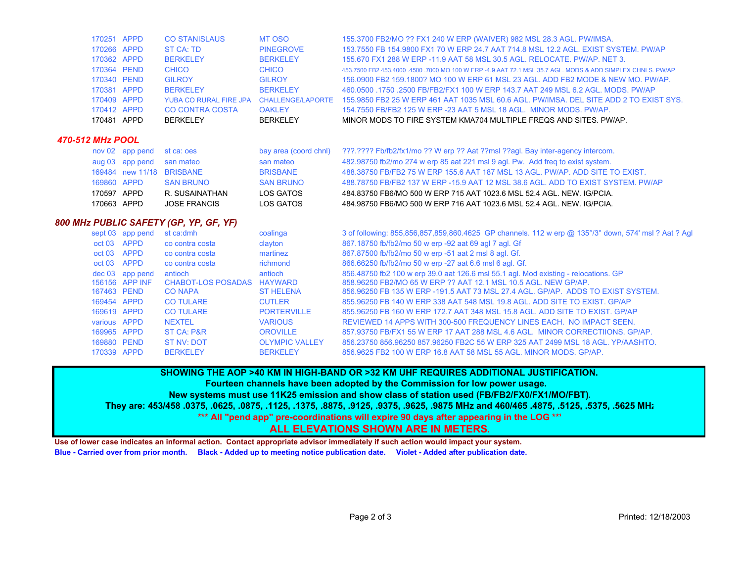| | | | | |
|---|---|---|---|---|
| 170251 | APPD | CO STANISLAUS | MT OSO | 155.3700 FB2/MO ?? FX1 240 W ERP (WAIVER) 982 MSL 28.3 AGL. PW/IMSA. |
| 170266 | APPD | ST CA: TD | PINEGROVE | 153.7550 FB 154.9800 FX1 70 W ERP 24.7 AAT 714.8 MSL 12.2 AGL. EXIST SYSTEM. PW/AP |
| 170362 | APPD | BERKELEY | BERKELEY | 155.670 FX1 288 W ERP -11.9 AAT 58 MSL 30.5 AGL. RELOCATE. PW/AP. NET 3. |
| 170364 | PEND | CHICO | CHICO | 453.7500 FB2 453.4000 .4500 .7000 MO 100 W ERP -4.9 AAT 72.1 MSL 35.7 AGL. MODS & ADD SIMPLEX CHNLS. PW/AP |
| 170340 | PEND | GILROY | GILROY | 156.0900 FB2 159.1800? MO 100 W ERP 61 MSL 23 AGL. ADD FB2 MODE & NEW MO. PW/AP. |
| 170381 | APPD | BERKELEY | BERKELEY | 460.0500 .1750 .2500 FB/FB2/FX1 100 W ERP 143.7 AAT 249 MSL 6.2 AGL. MODS. PW/AP |
| 170409 | APPD | YUBA CO RURAL FIRE JPA | CHALLENGE/LAPORTE | 155.9850 FB2 25 W ERP 461 AAT 1035 MSL 60.6 AGL. PW/IMSA. DEL SITE ADD 2 TO EXIST SYS. |
| 170412 | APPD | CO CONTRA COSTA | OAKLEY | 154.7550 FB/FB2 125 W ERP -23 AAT 5 MSL 18 AGL. MINOR MODS. PW/AP. |
| 170481 | APPD | BERKELEY | BERKELEY | MINOR MODS TO FIRE SYSTEM KMA704 MULTIPLE FREQS AND SITES. PW/AP. |

### *470-512 MHz POOL*

| | | | | |
|---|---|---|---|---|
| nov 02 | app pend | st ca: oes | bay area (coord chnl) | ???.???? Fb/fb2/fx1/mo ?? W erp ?? Aat ??msl ??agl. Bay inter-agency intercom. |
| aug 03 | app pend | san mateo | san mateo | 482.98750 fb2/mo 274 w erp 85 aat 221 msl 9 agl. Pw. Add freq to exist system. |
| 169484 | new 11/18 | BRISBANE | BRISBANE | 488.38750 FB/FB2 75 W ERP 155.6 AAT 187 MSL 13 AGL. PW/AP. ADD SITE TO EXIST. |
| 169860 | APPD | SAN BRUNO | SAN BRUNO | 488.78750 FB/FB2 137 W ERP -15.9 AAT 12 MSL 38.6 AGL. ADD TO EXIST SYSTEM. PW/AP |
| 170597 | APPD | R. SUSAINATHAN | LOS GATOS | 484.83750 FB6/MO 500 W ERP 715 AAT 1023.6 MSL 52.4 AGL. NEW. IG/PCIA. |
| 170663 | APPD | JOSE FRANCIS | LOS GATOS | 484.98750 FB6/MO 500 W ERP 716 AAT 1023.6 MSL 52.4 AGL. NEW. IG/PCIA. |

### *800 MHz PUBLIC SAFETY (GP, YP, GF, YF)*

| | | | | |
|---|---|---|---|---|
| sept 03 | app pend | st ca:dmh | coalinga | 3 of following: 855,856,857,859,860.4625 GP channels. 112 w erp @ 135°/3° down, 574' msl ? Aat ? Agl |
| oct 03 | APPD | co contra costa | clayton | 867.18750 fb/fb2/mo 50 w erp -92 aat 69 agl 7 agl. Gf |
| oct 03 | APPD | co contra costa | martinez | 867.87500 fb/fb2/mo 50 w erp -51 aat 2 msl 8 agl. Gf. |
| oct 03 | APPD | co contra costa | richmond | 866.66250 fb/fb2/mo 50 w erp -27 aat 6.6 msl 6 agl. Gf. |
| dec 03 | app pend | antioch | antioch | 856.48750 fb2 100 w erp 39.0 aat 126.6 msl 55.1 agl. Mod existing - relocations. GP |
| 156156 | APP INF | CHABOT-LOS POSADAS | HAYWARD | 858.96250 FB2/MO 65 W ERP ?? AAT 12.1 MSL 10.5 AGL. NEW GP/AP. |
| 167463 | PEND | CO NAPA | ST HELENA | 856.96250 FB 135 W ERP -191.5 AAT 73 MSL 27.4 AGL. GP/AP. ADDS TO EXIST SYSTEM. |
| 169454 | APPD | CO TULARE | CUTLER | 855.96250 FB 140 W ERP 338 AAT 548 MSL 19.8 AGL. ADD SITE TO EXIST. GP/AP |
| 169619 | APPD | CO TULARE | PORTERVILLE | 855.96250 FB 160 W ERP 172.7 AAT 348 MSL 15.8 AGL. ADD SITE TO EXIST. GP/AP |
| various | APPD | NEXTEL | VARIOUS | REVIEWED 14 APPS WITH 300-500 FREQUENCY LINES EACH. NO IMPACT SEEN. |
| 169965 | APPD | ST CA: P&R | OROVILLE | 857.93750 FB/FX1 55 W ERP 17 AAT 288 MSL 4.6 AGL. MINOR CORRECTIIONS. GP/AP. |
| 169880 | PEND | ST NV: DOT | OLYMPIC VALLEY | 856.23750 856.96250 857.96250 FB2C 55 W ERP 325 AAT 2499 MSL 18 AGL. YP/AASHTO. |
| 170339 | APPD | BERKELEY | BERKELEY | 856.9625 FB2 100 W ERP 16.8 AAT 58 MSL 55 AGL. MINOR MODS. GP/AP. |

**SHOWING THE AOP >40 KM IN HIGH-BAND OR >32 KM UHF REQUIRES ADDITIONAL JUSTIFICATION.**
**Fourteen channels have been adopted by the Commission for low power usage.**
**New systems must use 11K25 emission and show class of station used (FB/FB2/FX0/FX1/MO/FBT).**
**They are: 453/458 .0375, .0625, .0875, .1125, .1375, .8875, .9125, .9375, .9625, .9875 MHz and 460/465 .4875, .5125, .5375, .5625 MHz**
**\*\*\* All "pend app" pre-coordinations will expire 90 days after appearing in the LOG \*\*\***
**ALL ELEVATIONS SHOWN ARE IN METERS.**

**Use of lower case indicates an informal action. Contact appropriate advisor immediately if such action would impact your system.**

**Blue - Carried over from prior month. Black - Added up to meeting notice publication date. Violet - Added after publication date.**

Printed: 12/18/2003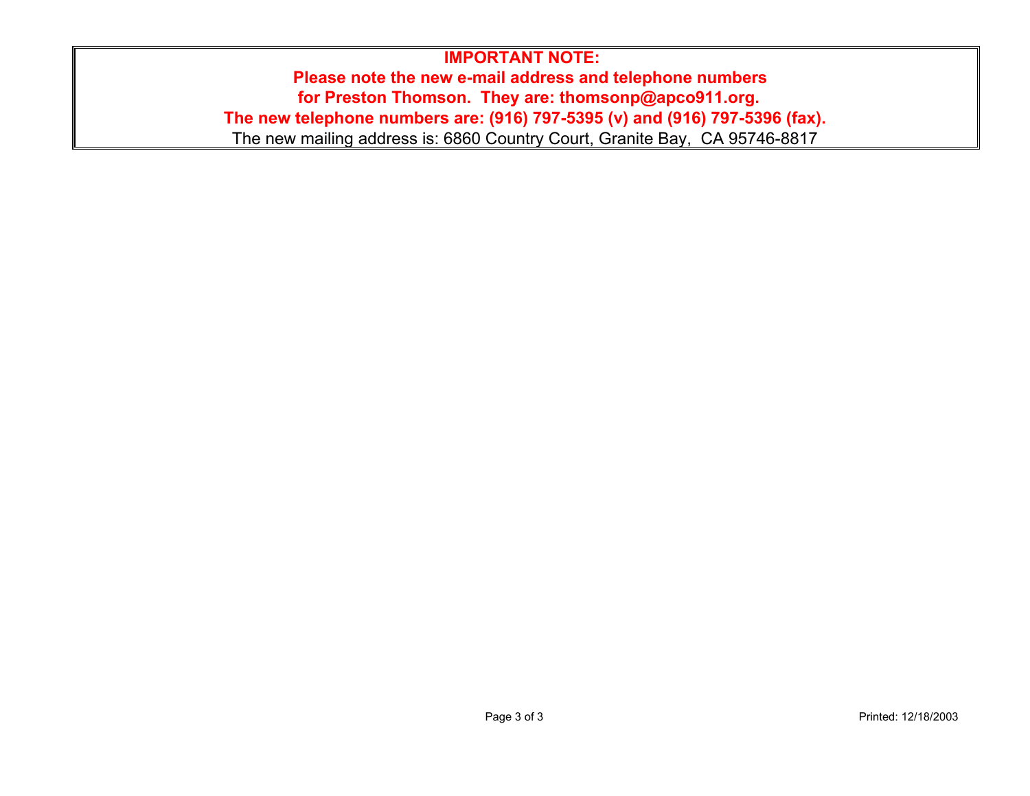**IMPORTANT NOTE:**

**Please note the new e-mail address and telephone numbers for Preston Thomson. They are: thomsonp@apco911.org.**

**The new telephone numbers are: (916) 797-5395 (v) and (916) 797-5396 (fax).**

The new mailing address is: 6860 Country Court, Granite Bay, CA 95746-8817

Printed: 12/18/2003